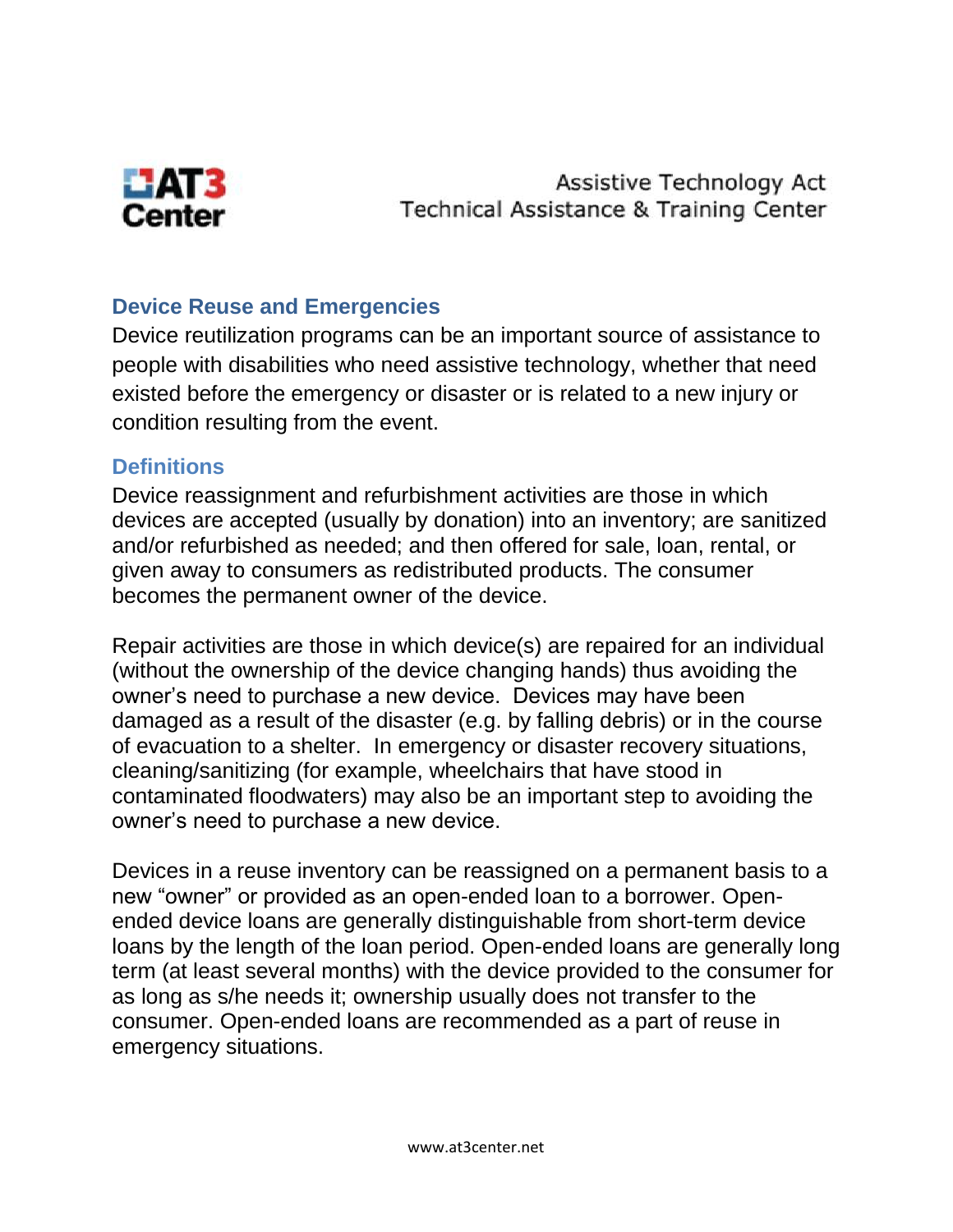AT3 Center

Assistive Technology Act
Technical Assistance & Training Center

## Device Reuse and Emergencies

Device reutilization programs can be an important source of assistance to people with disabilities who need assistive technology, whether that need existed before the emergency or disaster or is related to a new injury or condition resulting from the event.

## Definitions

Device reassignment and refurbishment activities are those in which devices are accepted (usually by donation) into an inventory; are sanitized and/or refurbished as needed; and then offered for sale, loan, rental, or given away to consumers as redistributed products. The consumer becomes the permanent owner of the device.

Repair activities are those in which device(s) are repaired for an individual (without the ownership of the device changing hands) thus avoiding the owner's need to purchase a new device. Devices may have been damaged as a result of the disaster (e.g. by falling debris) or in the course of evacuation to a shelter. In emergency or disaster recovery situations, cleaning/sanitizing (for example, wheelchairs that have stood in contaminated floodwaters) may also be an important step to avoiding the owner's need to purchase a new device.

Devices in a reuse inventory can be reassigned on a permanent basis to a new "owner" or provided as an open-ended loan to a borrower. Open-ended device loans are generally distinguishable from short-term device loans by the length of the loan period. Open-ended loans are generally long term (at least several months) with the device provided to the consumer for as long as s/he needs it; ownership usually does not transfer to the consumer. Open-ended loans are recommended as a part of reuse in emergency situations.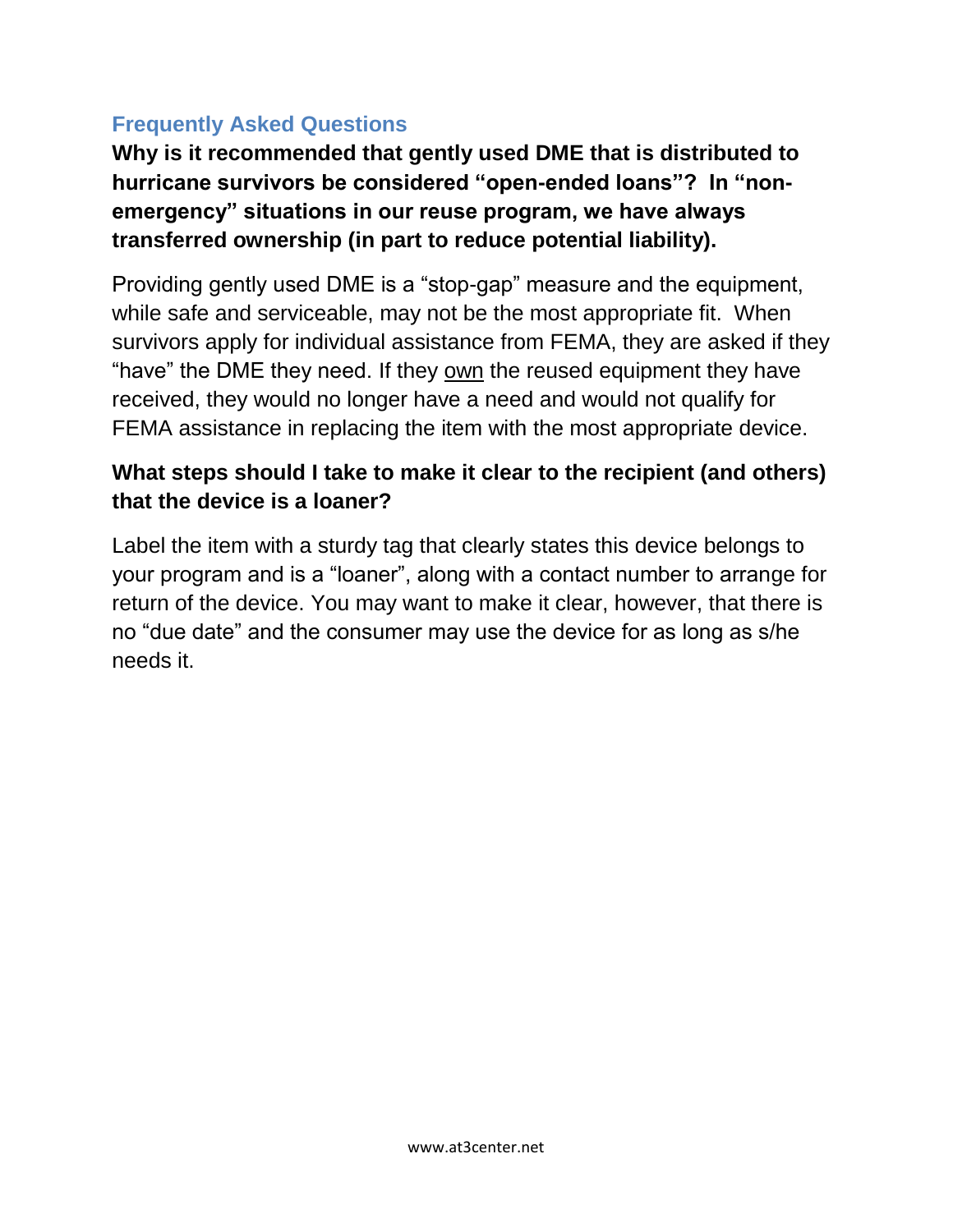## Frequently Asked Questions

**Why is it recommended that gently used DME that is distributed to hurricane survivors be considered "open-ended loans"? In "non-emergency" situations in our reuse program, we have always transferred ownership (in part to reduce potential liability).**

Providing gently used DME is a "stop-gap" measure and the equipment, while safe and serviceable, may not be the most appropriate fit. When survivors apply for individual assistance from FEMA, they are asked if they "have" the DME they need. If they <u>own</u> the reused equipment they have received, they would no longer have a need and would not qualify for FEMA assistance in replacing the item with the most appropriate device.

**What steps should I take to make it clear to the recipient (and others) that the device is a loaner?**

Label the item with a sturdy tag that clearly states this device belongs to your program and is a "loaner", along with a contact number to arrange for return of the device. You may want to make it clear, however, that there is no "due date" and the consumer may use the device for as long as s/he needs it.